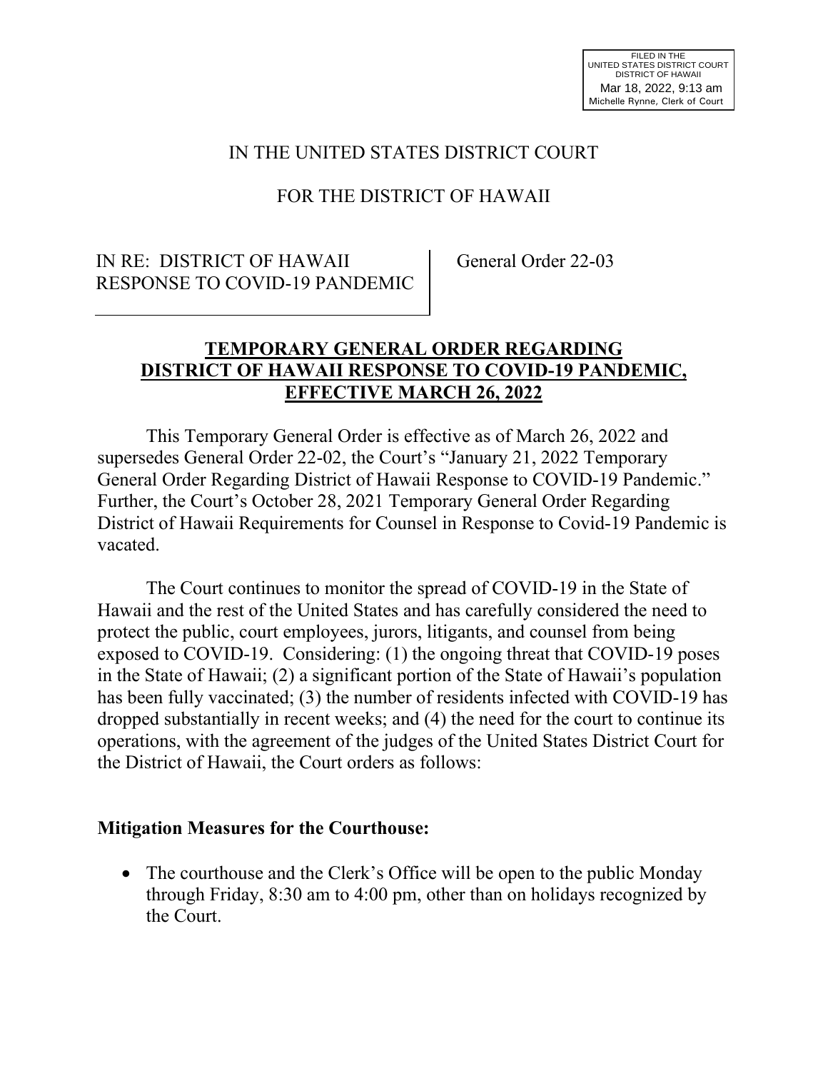FILED IN THE
UNITED STATES DISTRICT COURT
DISTRICT OF HAWAII
Mar 18, 2022, 9:13 am
Michelle Rynne, Clerk of Court

IN THE UNITED STATES DISTRICT COURT

FOR THE DISTRICT OF HAWAII

| IN RE: DISTRICT OF HAWAII RESPONSE TO COVID-19 PANDEMIC | General Order 22-03 |
| --- | --- |

## TEMPORARY GENERAL ORDER REGARDING DISTRICT OF HAWAII RESPONSE TO COVID-19 PANDEMIC, EFFECTIVE MARCH 26, 2022

This Temporary General Order is effective as of March 26, 2022 and supersedes General Order 22-02, the Court's "January 21, 2022 Temporary General Order Regarding District of Hawaii Response to COVID-19 Pandemic." Further, the Court's October 28, 2021 Temporary General Order Regarding District of Hawaii Requirements for Counsel in Response to Covid-19 Pandemic is vacated.

The Court continues to monitor the spread of COVID-19 in the State of Hawaii and the rest of the United States and has carefully considered the need to protect the public, court employees, jurors, litigants, and counsel from being exposed to COVID-19. Considering: (1) the ongoing threat that COVID-19 poses in the State of Hawaii; (2) a significant portion of the State of Hawaii's population has been fully vaccinated; (3) the number of residents infected with COVID-19 has dropped substantially in recent weeks; and (4) the need for the court to continue its operations, with the agreement of the judges of the United States District Court for the District of Hawaii, the Court orders as follows:

**Mitigation Measures for the Courthouse:**

- The courthouse and the Clerk's Office will be open to the public Monday through Friday, 8:30 am to 4:00 pm, other than on holidays recognized by the Court.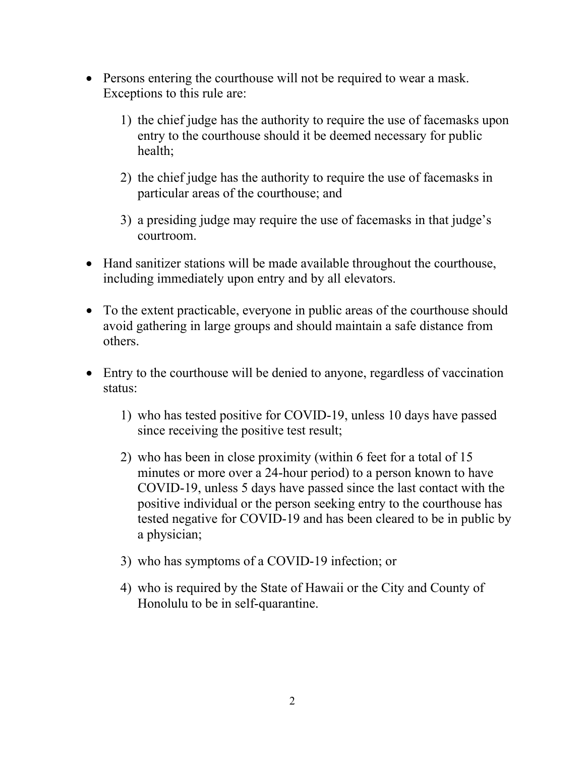- Persons entering the courthouse will not be required to wear a mask. Exceptions to this rule are:

  1) the chief judge has the authority to require the use of facemasks upon entry to the courthouse should it be deemed necessary for public health;

  2) the chief judge has the authority to require the use of facemasks in particular areas of the courthouse; and

  3) a presiding judge may require the use of facemasks in that judge's courtroom.

- Hand sanitizer stations will be made available throughout the courthouse, including immediately upon entry and by all elevators.

- To the extent practicable, everyone in public areas of the courthouse should avoid gathering in large groups and should maintain a safe distance from others.

- Entry to the courthouse will be denied to anyone, regardless of vaccination status:

  1) who has tested positive for COVID-19, unless 10 days have passed since receiving the positive test result;

  2) who has been in close proximity (within 6 feet for a total of 15 minutes or more over a 24-hour period) to a person known to have COVID-19, unless 5 days have passed since the last contact with the positive individual or the person seeking entry to the courthouse has tested negative for COVID-19 and has been cleared to be in public by a physician;

  3) who has symptoms of a COVID-19 infection; or

  4) who is required by the State of Hawaii or the City and County of Honolulu to be in self-quarantine.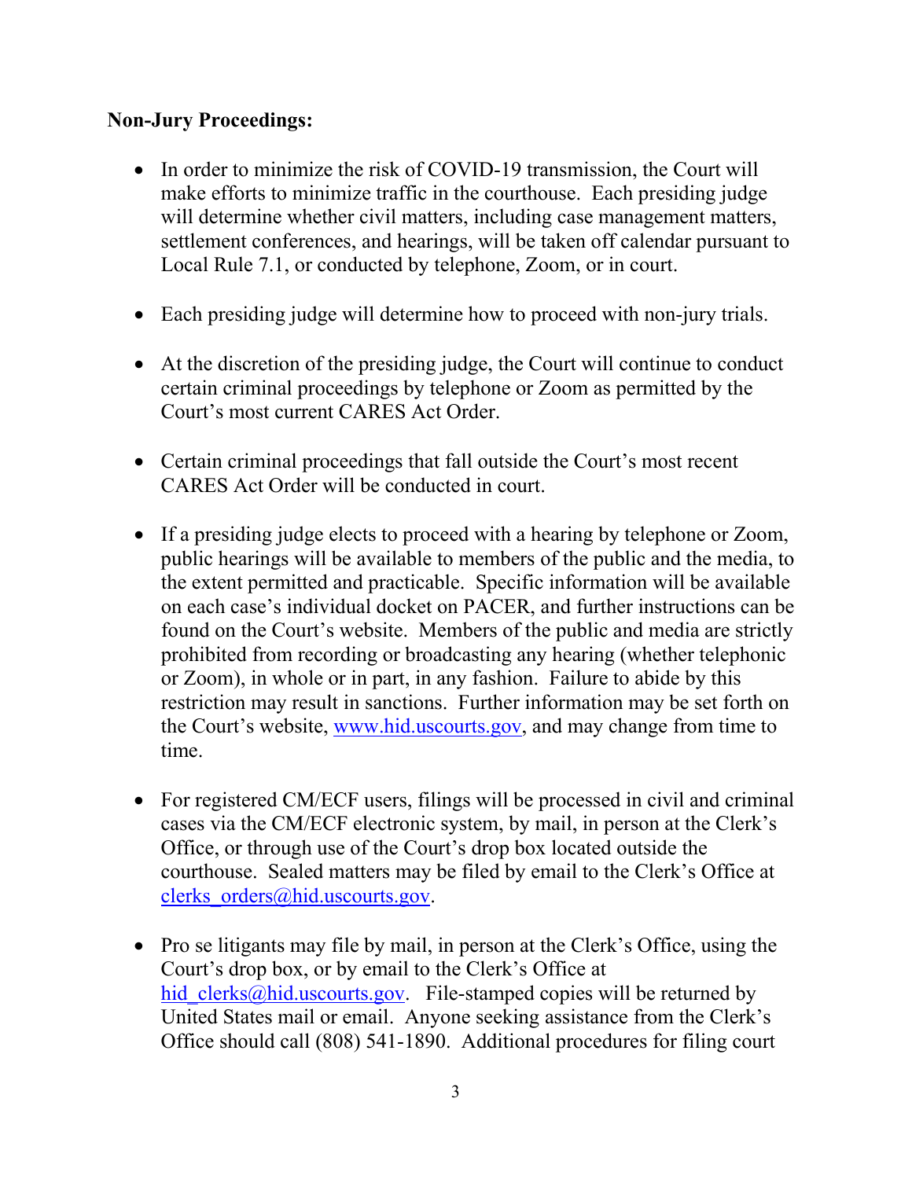**Non-Jury Proceedings:**

- In order to minimize the risk of COVID-19 transmission, the Court will make efforts to minimize traffic in the courthouse. Each presiding judge will determine whether civil matters, including case management matters, settlement conferences, and hearings, will be taken off calendar pursuant to Local Rule 7.1, or conducted by telephone, Zoom, or in court.

- Each presiding judge will determine how to proceed with non-jury trials.

- At the discretion of the presiding judge, the Court will continue to conduct certain criminal proceedings by telephone or Zoom as permitted by the Court's most current CARES Act Order.

- Certain criminal proceedings that fall outside the Court's most recent CARES Act Order will be conducted in court.

- If a presiding judge elects to proceed with a hearing by telephone or Zoom, public hearings will be available to members of the public and the media, to the extent permitted and practicable. Specific information will be available on each case's individual docket on PACER, and further instructions can be found on the Court's website. Members of the public and media are strictly prohibited from recording or broadcasting any hearing (whether telephonic or Zoom), in whole or in part, in any fashion. Failure to abide by this restriction may result in sanctions. Further information may be set forth on the Court's website, [www.hid.uscourts.gov](http://www.hid.uscourts.gov), and may change from time to time.

- For registered CM/ECF users, filings will be processed in civil and criminal cases via the CM/ECF electronic system, by mail, in person at the Clerk's Office, or through use of the Court's drop box located outside the courthouse. Sealed matters may be filed by email to the Clerk's Office at [clerks_orders@hid.uscourts.gov](mailto:clerks_orders@hid.uscourts.gov).

- Pro se litigants may file by mail, in person at the Clerk's Office, using the Court's drop box, or by email to the Clerk's Office at [hid_clerks@hid.uscourts.gov](mailto:hid_clerks@hid.uscourts.gov). File-stamped copies will be returned by United States mail or email. Anyone seeking assistance from the Clerk's Office should call (808) 541-1890. Additional procedures for filing court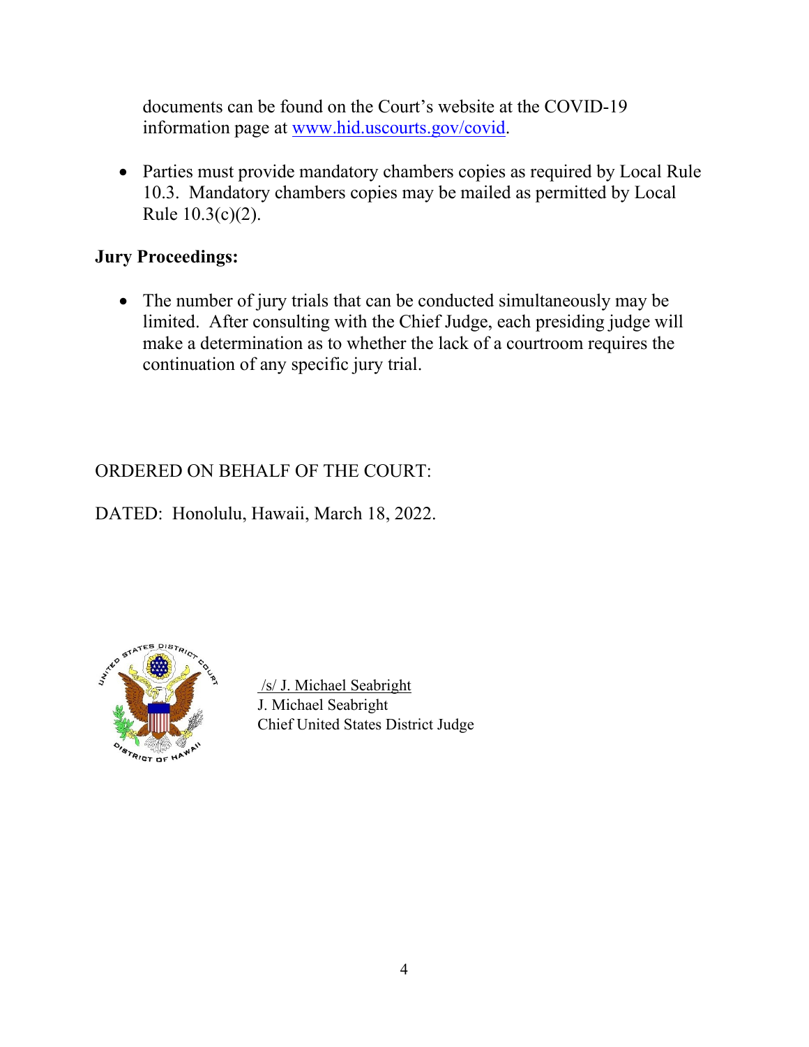documents can be found on the Court's website at the COVID-19 information page at www.hid.uscourts.gov/covid.

- Parties must provide mandatory chambers copies as required by Local Rule 10.3. Mandatory chambers copies may be mailed as permitted by Local Rule 10.3(c)(2).

**Jury Proceedings:**

- The number of jury trials that can be conducted simultaneously may be limited. After consulting with the Chief Judge, each presiding judge will make a determination as to whether the lack of a courtroom requires the continuation of any specific jury trial.

ORDERED ON BEHALF OF THE COURT:

DATED: Honolulu, Hawaii, March 18, 2022.

/s/ J. Michael Seabright
J. Michael Seabright
Chief United States District Judge